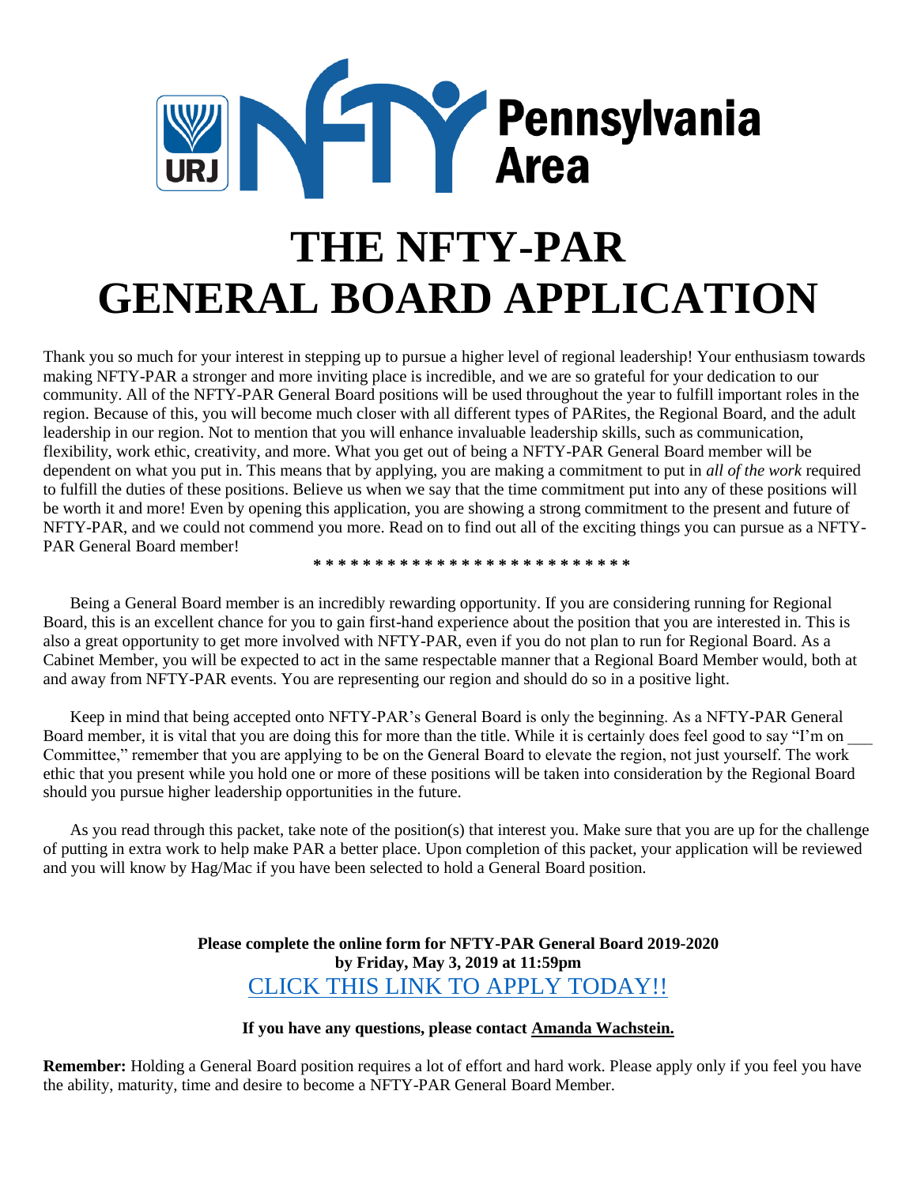URJ NFTY Pennsylvania Area

# THE NFTY-PAR GENERAL BOARD APPLICATION

Thank you so much for your interest in stepping up to pursue a higher level of regional leadership! Your enthusiasm towards making NFTY-PAR a stronger and more inviting place is incredible, and we are so grateful for your dedication to our community. All of the NFTY-PAR General Board positions will be used throughout the year to fulfill important roles in the region. Because of this, you will become much closer with all different types of PARites, the Regional Board, and the adult leadership in our region. Not to mention that you will enhance invaluable leadership skills, such as communication, flexibility, work ethic, creativity, and more. What you get out of being a NFTY-PAR General Board member will be dependent on what you put in. This means that by applying, you are making a commitment to put in *all of the work* required to fulfill the duties of these positions. Believe us when we say that the time commitment put into any of these positions will be worth it and more! Even by opening this application, you are showing a strong commitment to the present and future of NFTY-PAR, and we could not commend you more. Read on to find out all of the exciting things you can pursue as a NFTY-PAR General Board member!

* * * * * * * * * * * * * * * * * * * * * * * * * *

Being a General Board member is an incredibly rewarding opportunity. If you are considering running for Regional Board, this is an excellent chance for you to gain first-hand experience about the position that you are interested in. This is also a great opportunity to get more involved with NFTY-PAR, even if you do not plan to run for Regional Board. As a Cabinet Member, you will be expected to act in the same respectable manner that a Regional Board Member would, both at and away from NFTY-PAR events. You are representing our region and should do so in a positive light.

Keep in mind that being accepted onto NFTY-PAR's General Board is only the beginning. As a NFTY-PAR General Board member, it is vital that you are doing this for more than the title. While it is certainly does feel good to say "I'm on ___ Committee," remember that you are applying to be on the General Board to elevate the region, not just yourself. The work ethic that you present while you hold one or more of these positions will be taken into consideration by the Regional Board should you pursue higher leadership opportunities in the future.

As you read through this packet, take note of the position(s) that interest you. Make sure that you are up for the challenge of putting in extra work to help make PAR a better place. Upon completion of this packet, your application will be reviewed and you will know by Hag/Mac if you have been selected to hold a General Board position.

**Please complete the online form for NFTY-PAR General Board 2019-2020**
**by Friday, May 3, 2019 at 11:59pm**

CLICK THIS LINK TO APPLY TODAY!!

**If you have any questions, please contact Amanda Wachstein.**

**Remember:** Holding a General Board position requires a lot of effort and hard work. Please apply only if you feel you have the ability, maturity, time and desire to become a NFTY-PAR General Board Member.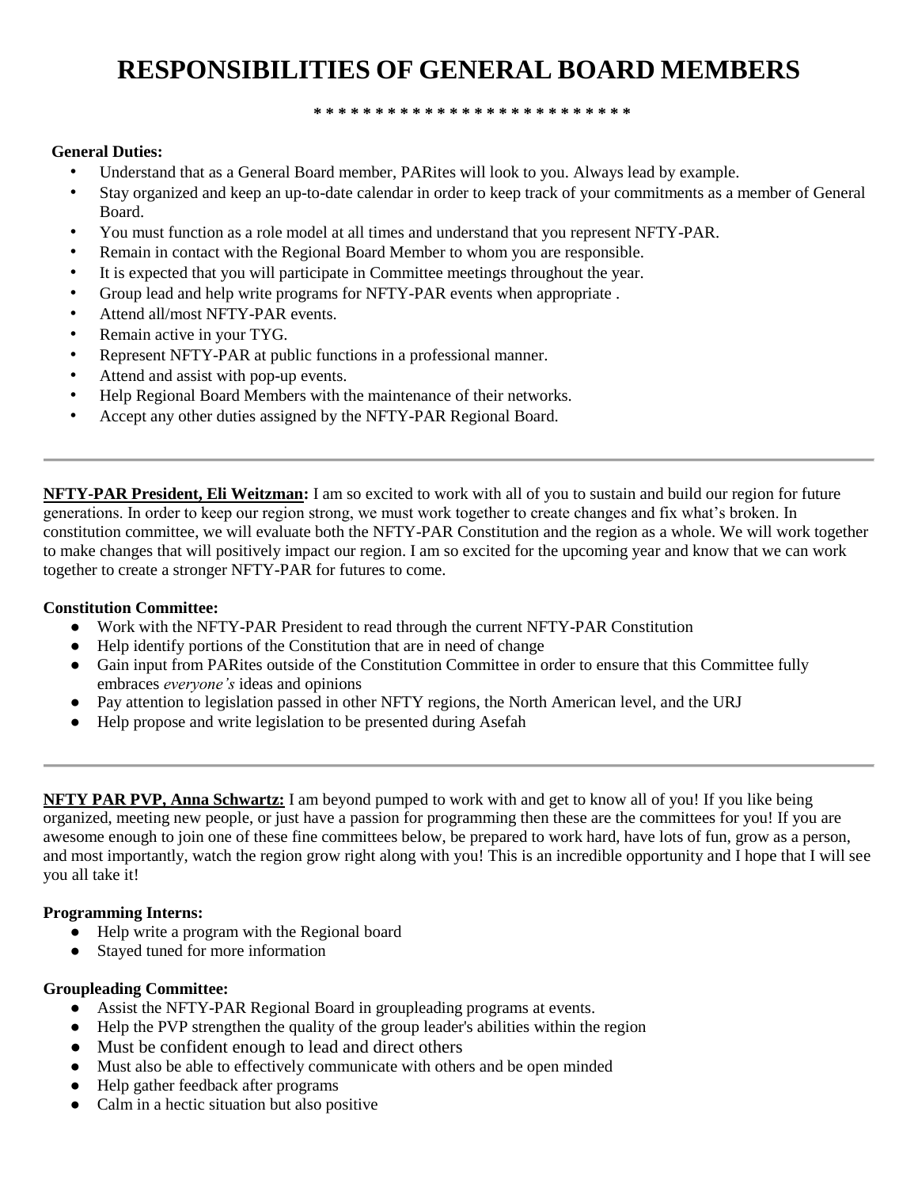# RESPONSIBILITIES OF GENERAL BOARD MEMBERS

* * * * * * * * * * * * * * * * * * * * * * * * * *

**General Duties:**

- Understand that as a General Board member, PARites will look to you. Always lead by example.
- Stay organized and keep an up-to-date calendar in order to keep track of your commitments as a member of General Board.
- You must function as a role model at all times and understand that you represent NFTY-PAR.
- Remain in contact with the Regional Board Member to whom you are responsible.
- It is expected that you will participate in Committee meetings throughout the year.
- Group lead and help write programs for NFTY-PAR events when appropriate .
- Attend all/most NFTY-PAR events.
- Remain active in your TYG.
- Represent NFTY-PAR at public functions in a professional manner.
- Attend and assist with pop-up events.
- Help Regional Board Members with the maintenance of their networks.
- Accept any other duties assigned by the NFTY-PAR Regional Board.

---

**NFTY-PAR President, Eli Weitzman:** I am so excited to work with all of you to sustain and build our region for future generations. In order to keep our region strong, we must work together to create changes and fix what's broken. In constitution committee, we will evaluate both the NFTY-PAR Constitution and the region as a whole. We will work together to make changes that will positively impact our region. I am so excited for the upcoming year and know that we can work together to create a stronger NFTY-PAR for futures to come.

**Constitution Committee:**

- Work with the NFTY-PAR President to read through the current NFTY-PAR Constitution
- Help identify portions of the Constitution that are in need of change
- Gain input from PARites outside of the Constitution Committee in order to ensure that this Committee fully embraces *everyone's* ideas and opinions
- Pay attention to legislation passed in other NFTY regions, the North American level, and the URJ
- Help propose and write legislation to be presented during Asefah

---

**NFTY PAR PVP, Anna Schwartz:** I am beyond pumped to work with and get to know all of you! If you like being organized, meeting new people, or just have a passion for programming then these are the committees for you! If you are awesome enough to join one of these fine committees below, be prepared to work hard, have lots of fun, grow as a person, and most importantly, watch the region grow right along with you! This is an incredible opportunity and I hope that I will see you all take it!

**Programming Interns:**

- Help write a program with the Regional board
- Stayed tuned for more information

**Groupleading Committee:**

- Assist the NFTY-PAR Regional Board in groupleading programs at events.
- Help the PVP strengthen the quality of the group leader's abilities within the region
- Must be confident enough to lead and direct others
- Must also be able to effectively communicate with others and be open minded
- Help gather feedback after programs
- Calm in a hectic situation but also positive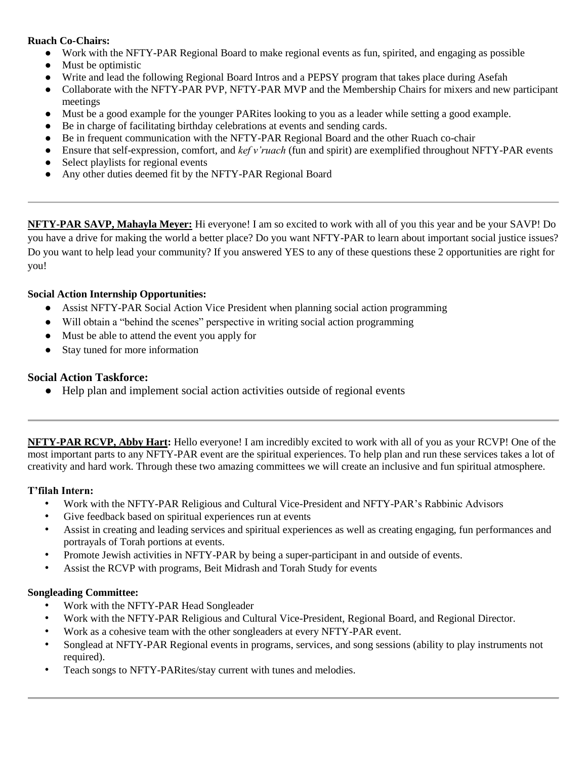**Ruach Co-Chairs:**

- Work with the NFTY-PAR Regional Board to make regional events as fun, spirited, and engaging as possible
- Must be optimistic
- Write and lead the following Regional Board Intros and a PEPSY program that takes place during Asefah
- Collaborate with the NFTY-PAR PVP, NFTY-PAR MVP and the Membership Chairs for mixers and new participant meetings
- Must be a good example for the younger PARites looking to you as a leader while setting a good example.
- Be in charge of facilitating birthday celebrations at events and sending cards.
- Be in frequent communication with the NFTY-PAR Regional Board and the other Ruach co-chair
- Ensure that self-expression, comfort, and *kef v'ruach* (fun and spirit) are exemplified throughout NFTY-PAR events
- Select playlists for regional events
- Any other duties deemed fit by the NFTY-PAR Regional Board

---

**NFTY-PAR SAVP, Mahayla Meyer:** Hi everyone! I am so excited to work with all of you this year and be your SAVP! Do you have a drive for making the world a better place? Do you want NFTY-PAR to learn about important social justice issues? Do you want to help lead your community? If you answered YES to any of these questions these 2 opportunities are right for you!

**Social Action Internship Opportunities:**

- Assist NFTY-PAR Social Action Vice President when planning social action programming
- Will obtain a "behind the scenes" perspective in writing social action programming
- Must be able to attend the event you apply for
- Stay tuned for more information

**Social Action Taskforce:**

- Help plan and implement social action activities outside of regional events

---

**NFTY-PAR RCVP, Abby Hart:** Hello everyone! I am incredibly excited to work with all of you as your RCVP! One of the most important parts to any NFTY-PAR event are the spiritual experiences. To help plan and run these services takes a lot of creativity and hard work. Through these two amazing committees we will create an inclusive and fun spiritual atmosphere.

**T'filah Intern:**

- Work with the NFTY-PAR Religious and Cultural Vice-President and NFTY-PAR's Rabbinic Advisors
- Give feedback based on spiritual experiences run at events
- Assist in creating and leading services and spiritual experiences as well as creating engaging, fun performances and portrayals of Torah portions at events.
- Promote Jewish activities in NFTY-PAR by being a super-participant in and outside of events.
- Assist the RCVP with programs, Beit Midrash and Torah Study for events

**Songleading Committee:**

- Work with the NFTY-PAR Head Songleader
- Work with the NFTY-PAR Religious and Cultural Vice-President, Regional Board, and Regional Director.
- Work as a cohesive team with the other songleaders at every NFTY-PAR event.
- Songlead at NFTY-PAR Regional events in programs, services, and song sessions (ability to play instruments not required).
- Teach songs to NFTY-PARites/stay current with tunes and melodies.

---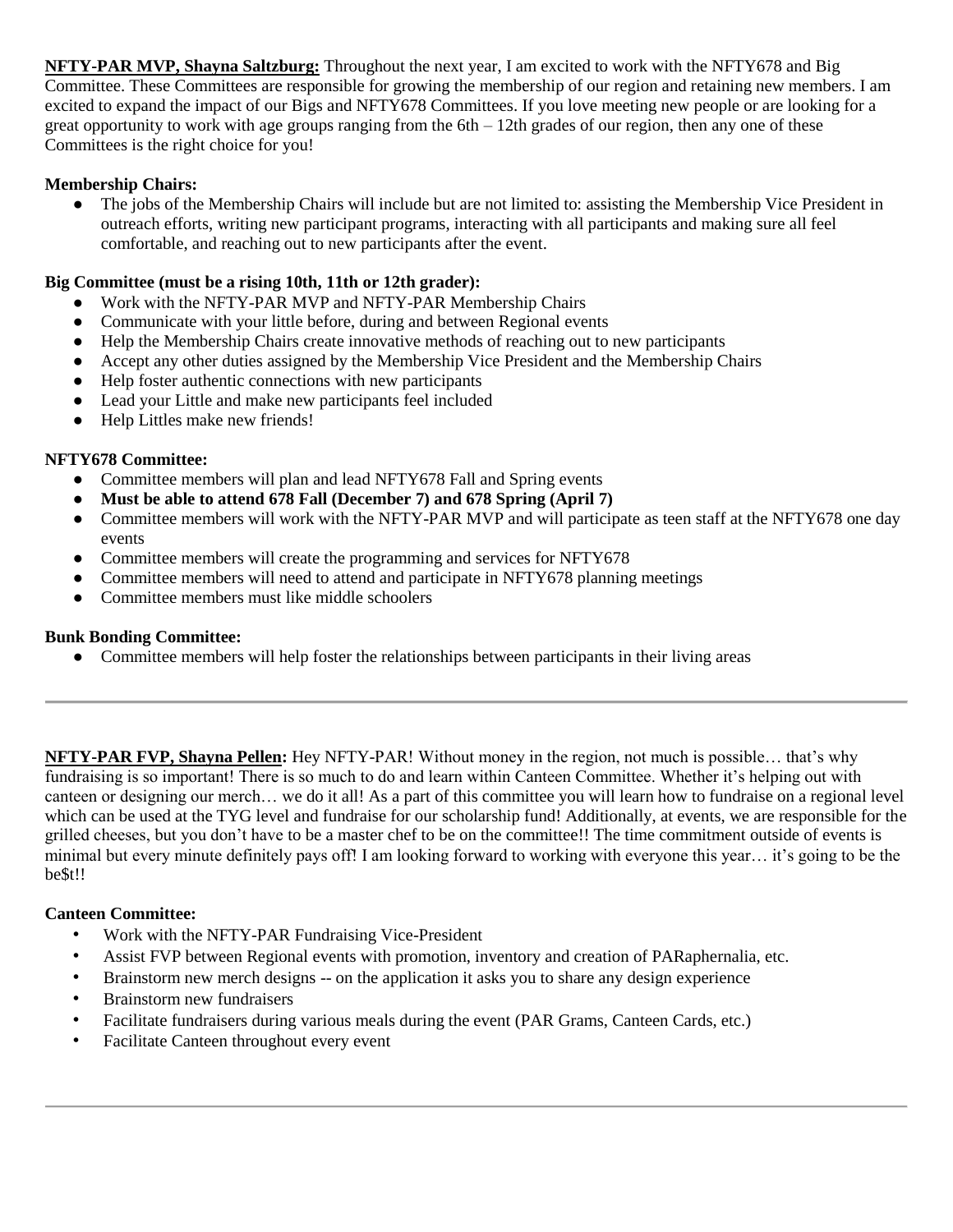**<u>NFTY-PAR MVP, Shayna Saltzburg:</u>** Throughout the next year, I am excited to work with the NFTY678 and Big Committee. These Committees are responsible for growing the membership of our region and retaining new members. I am excited to expand the impact of our Bigs and NFTY678 Committees. If you love meeting new people or are looking for a great opportunity to work with age groups ranging from the 6th – 12th grades of our region, then any one of these Committees is the right choice for you!

**Membership Chairs:**

- The jobs of the Membership Chairs will include but are not limited to: assisting the Membership Vice President in outreach efforts, writing new participant programs, interacting with all participants and making sure all feel comfortable, and reaching out to new participants after the event.

**Big Committee (must be a rising 10th, 11th or 12th grader):**

- Work with the NFTY-PAR MVP and NFTY-PAR Membership Chairs
- Communicate with your little before, during and between Regional events
- Help the Membership Chairs create innovative methods of reaching out to new participants
- Accept any other duties assigned by the Membership Vice President and the Membership Chairs
- Help foster authentic connections with new participants
- Lead your Little and make new participants feel included
- Help Littles make new friends!

**NFTY678 Committee:**

- Committee members will plan and lead NFTY678 Fall and Spring events
- **Must be able to attend 678 Fall (December 7) and 678 Spring (April 7)**
- Committee members will work with the NFTY-PAR MVP and will participate as teen staff at the NFTY678 one day events
- Committee members will create the programming and services for NFTY678
- Committee members will need to attend and participate in NFTY678 planning meetings
- Committee members must like middle schoolers

**Bunk Bonding Committee:**

- Committee members will help foster the relationships between participants in their living areas

---

**<u>NFTY-PAR FVP, Shayna Pellen</u>:** Hey NFTY-PAR! Without money in the region, not much is possible… that's why fundraising is so important! There is so much to do and learn within Canteen Committee. Whether it's helping out with canteen or designing our merch… we do it all! As a part of this committee you will learn how to fundraise on a regional level which can be used at the TYG level and fundraise for our scholarship fund! Additionally, at events, we are responsible for the grilled cheeses, but you don't have to be a master chef to be on the committee!! The time commitment outside of events is minimal but every minute definitely pays off! I am looking forward to working with everyone this year… it's going to be the be$t!!

**Canteen Committee:**

- Work with the NFTY-PAR Fundraising Vice-President
- Assist FVP between Regional events with promotion, inventory and creation of PARaphernalia, etc.
- Brainstorm new merch designs -- on the application it asks you to share any design experience
- Brainstorm new fundraisers
- Facilitate fundraisers during various meals during the event (PAR Grams, Canteen Cards, etc.)
- Facilitate Canteen throughout every event

---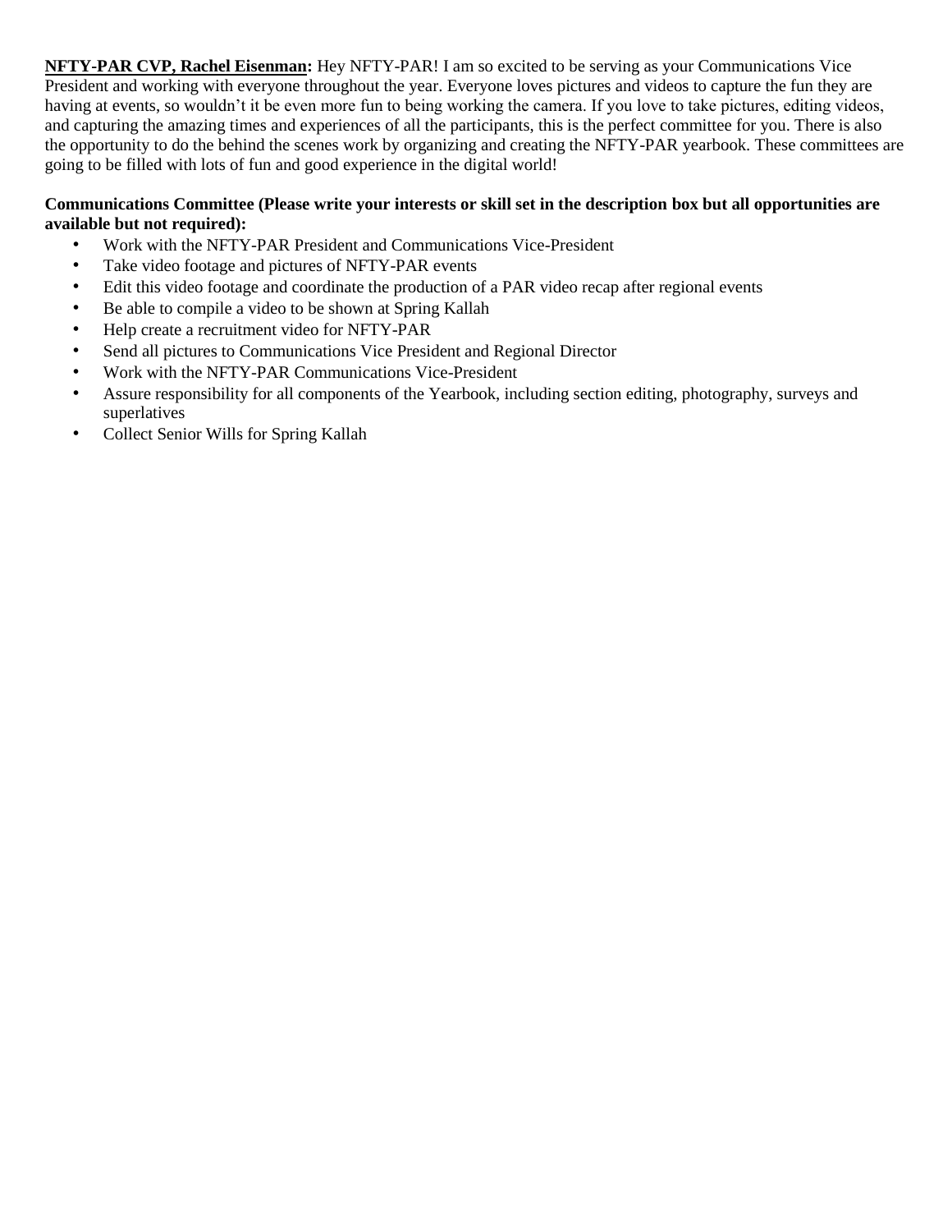**<u>NFTY-PAR CVP, Rachel Eisenman</u>:** Hey NFTY-PAR! I am so excited to be serving as your Communications Vice President and working with everyone throughout the year. Everyone loves pictures and videos to capture the fun they are having at events, so wouldn't it be even more fun to being working the camera. If you love to take pictures, editing videos, and capturing the amazing times and experiences of all the participants, this is the perfect committee for you. There is also the opportunity to do the behind the scenes work by organizing and creating the NFTY-PAR yearbook. These committees are going to be filled with lots of fun and good experience in the digital world!

**Communications Committee (Please write your interests or skill set in the description box but all opportunities are available but not required):**

- Work with the NFTY-PAR President and Communications Vice-President
- Take video footage and pictures of NFTY-PAR events
- Edit this video footage and coordinate the production of a PAR video recap after regional events
- Be able to compile a video to be shown at Spring Kallah
- Help create a recruitment video for NFTY-PAR
- Send all pictures to Communications Vice President and Regional Director
- Work with the NFTY-PAR Communications Vice-President
- Assure responsibility for all components of the Yearbook, including section editing, photography, surveys and superlatives
- Collect Senior Wills for Spring Kallah